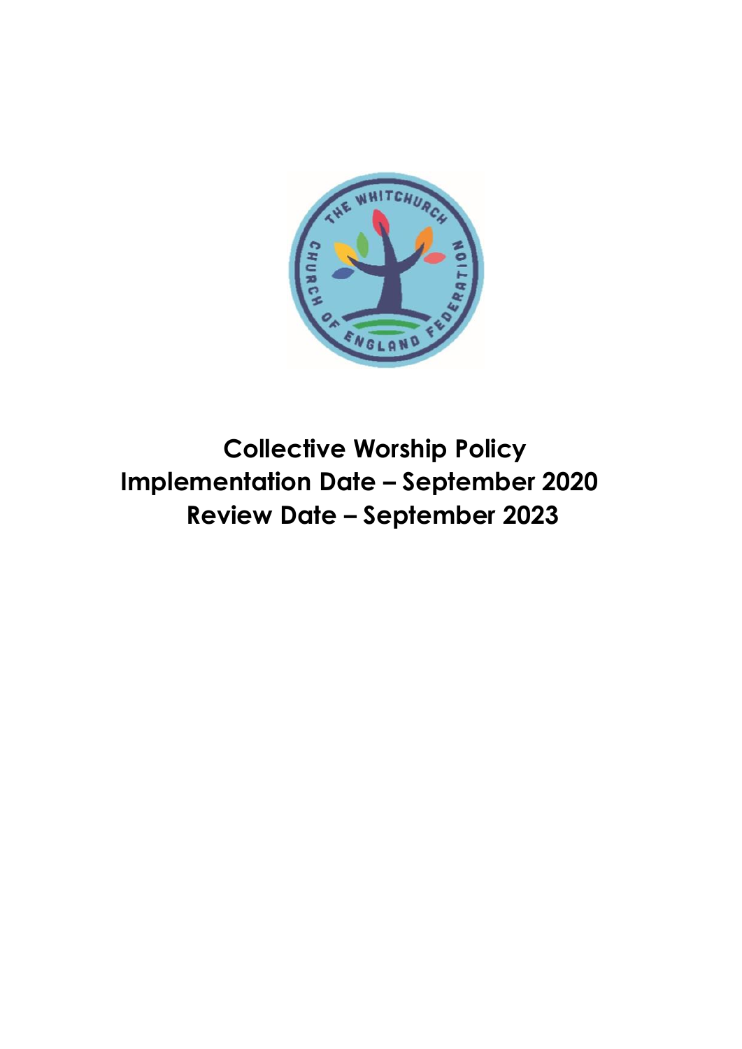# Collective Worship Policy

## Implementation Date – September 2020

## Review Date – September 2023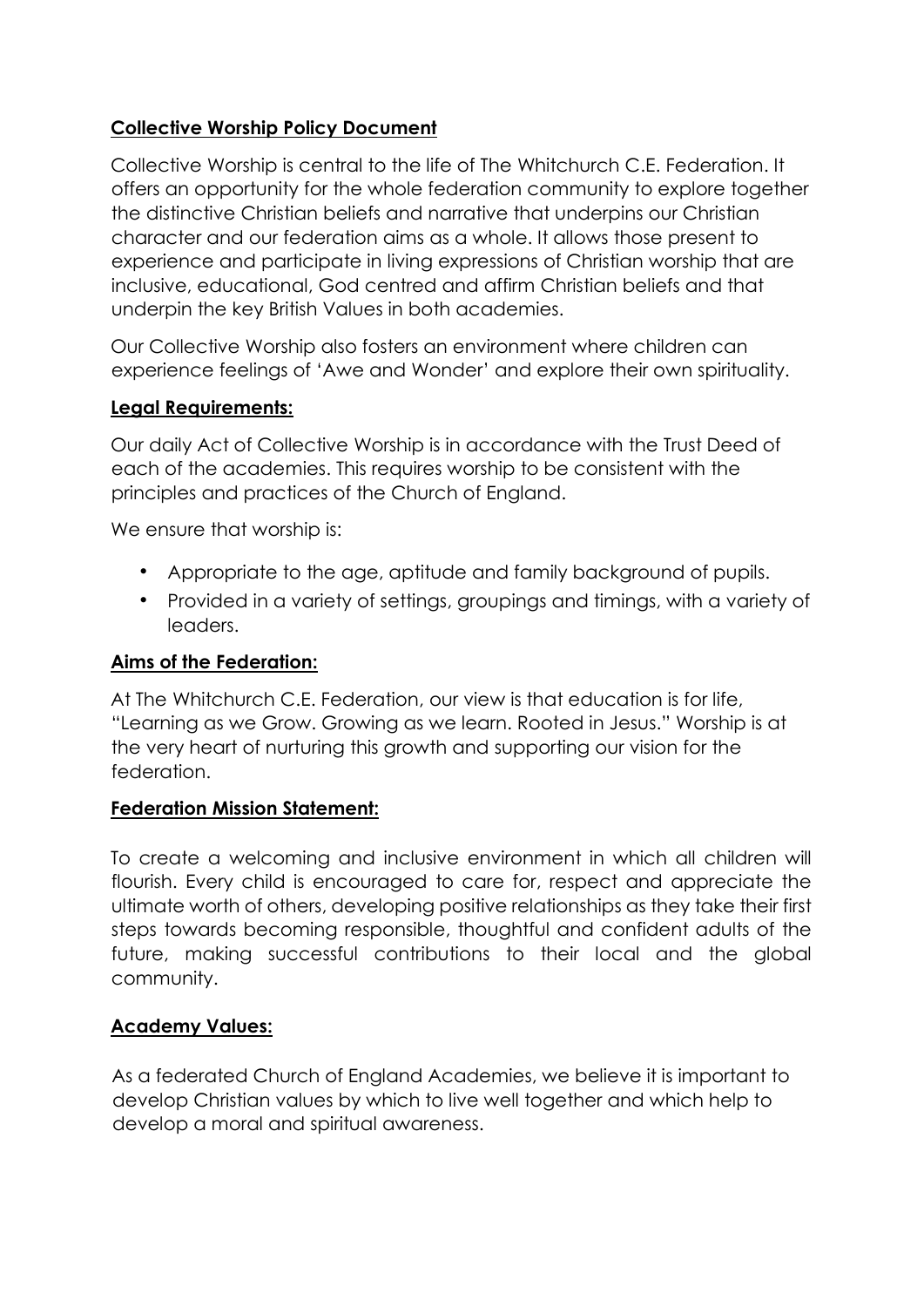## Collective Worship Policy Document

Collective Worship is central to the life of The Whitchurch C.E. Federation. It offers an opportunity for the whole federation community to explore together the distinctive Christian beliefs and narrative that underpins our Christian character and our federation aims as a whole. It allows those present to experience and participate in living expressions of Christian worship that are inclusive, educational, God centred and affirm Christian beliefs and that underpin the key British Values in both academies.

Our Collective Worship also fosters an environment where children can experience feelings of 'Awe and Wonder' and explore their own spirituality.

### Legal Requirements:

Our daily Act of Collective Worship is in accordance with the Trust Deed of each of the academies. This requires worship to be consistent with the principles and practices of the Church of England.

We ensure that worship is:

- Appropriate to the age, aptitude and family background of pupils.
- Provided in a variety of settings, groupings and timings, with a variety of leaders.

### Aims of the Federation:

At The Whitchurch C.E. Federation, our view is that education is for life, "Learning as we Grow. Growing as we learn. Rooted in Jesus." Worship is at the very heart of nurturing this growth and supporting our vision for the federation.

### Federation Mission Statement:

To create a welcoming and inclusive environment in which all children will flourish. Every child is encouraged to care for, respect and appreciate the ultimate worth of others, developing positive relationships as they take their first steps towards becoming responsible, thoughtful and confident adults of the future, making successful contributions to their local and the global community.

### Academy Values:

As a federated Church of England Academies, we believe it is important to develop Christian values by which to live well together and which help to develop a moral and spiritual awareness.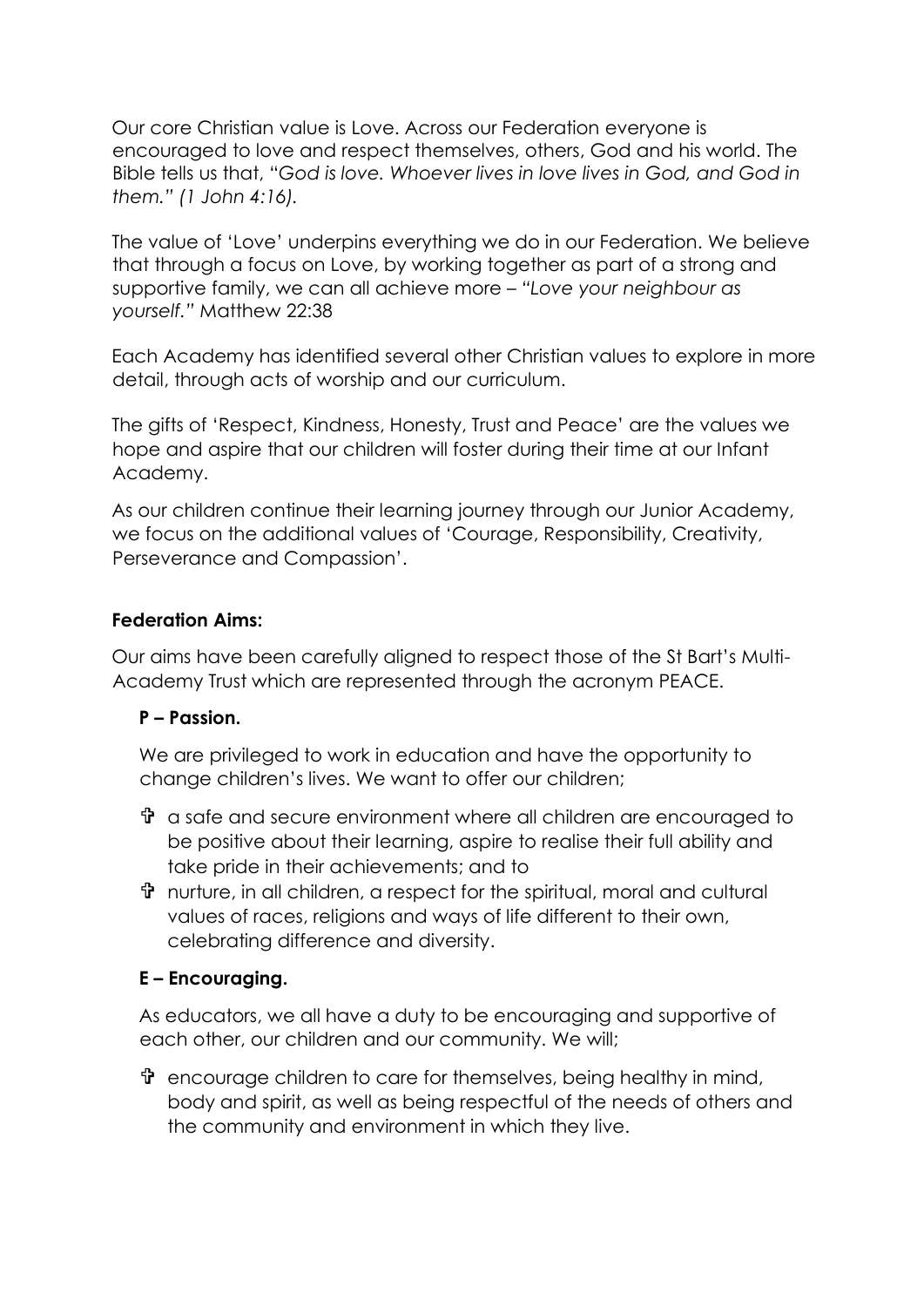Our core Christian value is Love. Across our Federation everyone is encouraged to love and respect themselves, others, God and his world. The Bible tells us that, "*God is love. Whoever lives in love lives in God, and God in them." (1 John 4:16).*

The value of 'Love' underpins everything we do in our Federation. We believe that through a focus on Love, by working together as part of a strong and supportive family, we can all achieve more – *"Love your neighbour as yourself."* Matthew 22:38

Each Academy has identified several other Christian values to explore in more detail, through acts of worship and our curriculum.

The gifts of 'Respect, Kindness, Honesty, Trust and Peace' are the values we hope and aspire that our children will foster during their time at our Infant Academy.

As our children continue their learning journey through our Junior Academy, we focus on the additional values of 'Courage, Responsibility, Creativity, Perseverance and Compassion'.

**Federation Aims:**

Our aims have been carefully aligned to respect those of the St Bart's Multi-Academy Trust which are represented through the acronym PEACE.

**P – Passion.**

We are privileged to work in education and have the opportunity to change children's lives. We want to offer our children;

- ✞ a safe and secure environment where all children are encouraged to be positive about their learning, aspire to realise their full ability and take pride in their achievements; and to
- ✞ nurture, in all children, a respect for the spiritual, moral and cultural values of races, religions and ways of life different to their own, celebrating difference and diversity.

**E – Encouraging.**

As educators, we all have a duty to be encouraging and supportive of each other, our children and our community. We will;

- ✞ encourage children to care for themselves, being healthy in mind, body and spirit, as well as being respectful of the needs of others and the community and environment in which they live.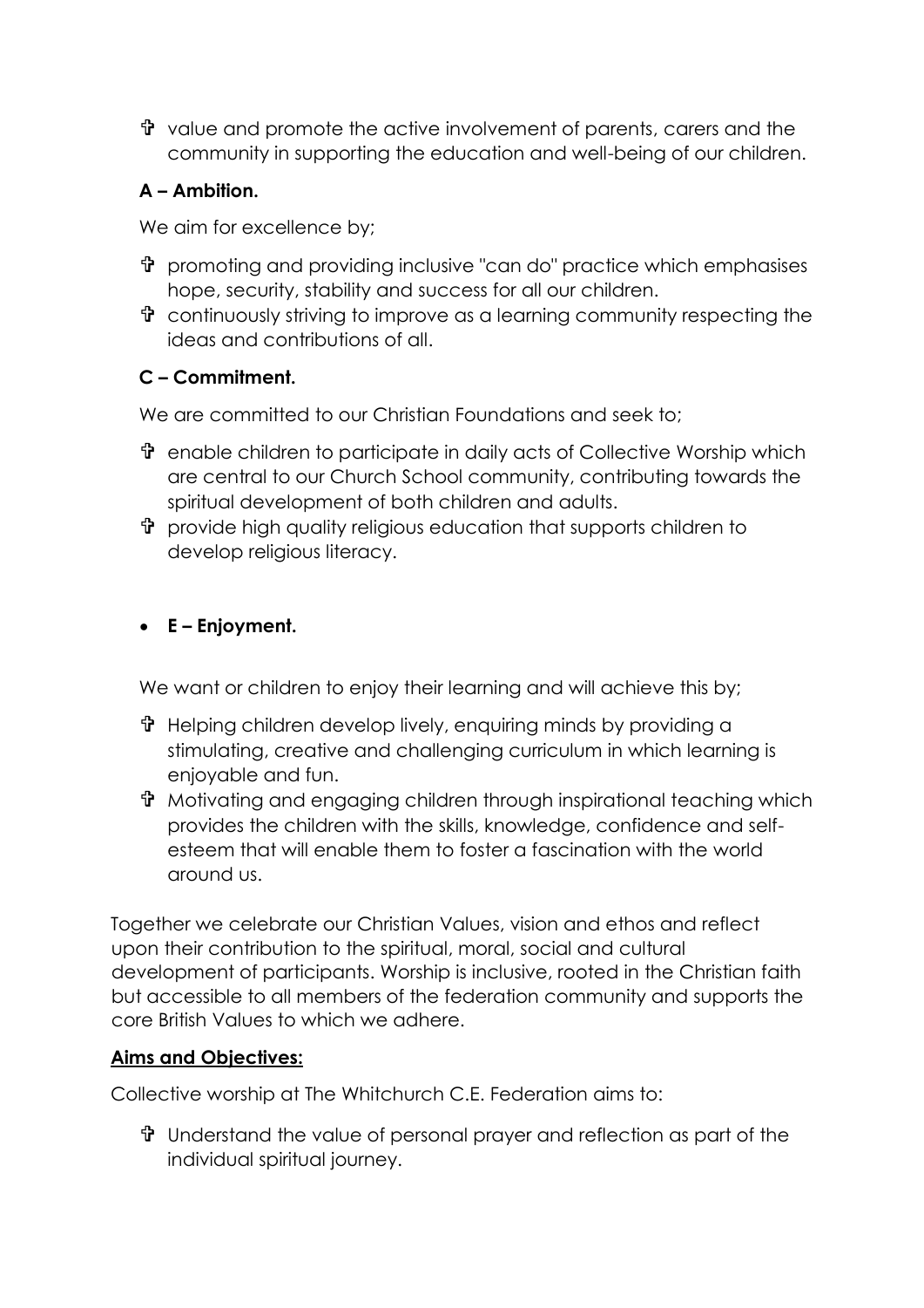- ✞ value and promote the active involvement of parents, carers and the community in supporting the education and well-being of our children.

**A – Ambition.**

We aim for excellence by;

- ✞ promoting and providing inclusive "can do" practice which emphasises hope, security, stability and success for all our children.
- ✞ continuously striving to improve as a learning community respecting the ideas and contributions of all.

**C – Commitment.**

We are committed to our Christian Foundations and seek to;

- ✞ enable children to participate in daily acts of Collective Worship which are central to our Church School community, contributing towards the spiritual development of both children and adults.
- ✞ provide high quality religious education that supports children to develop religious literacy.

- **E – Enjoyment.**

We want or children to enjoy their learning and will achieve this by;

- ✞ Helping children develop lively, enquiring minds by providing a stimulating, creative and challenging curriculum in which learning is enjoyable and fun.
- ✞ Motivating and engaging children through inspirational teaching which provides the children with the skills, knowledge, confidence and self-esteem that will enable them to foster a fascination with the world around us.

Together we celebrate our Christian Values, vision and ethos and reflect upon their contribution to the spiritual, moral, social and cultural development of participants. Worship is inclusive, rooted in the Christian faith but accessible to all members of the federation community and supports the core British Values to which we adhere.

**<u>Aims and Objectives</u>:**

Collective worship at The Whitchurch C.E. Federation aims to:

- ✞ Understand the value of personal prayer and reflection as part of the individual spiritual journey.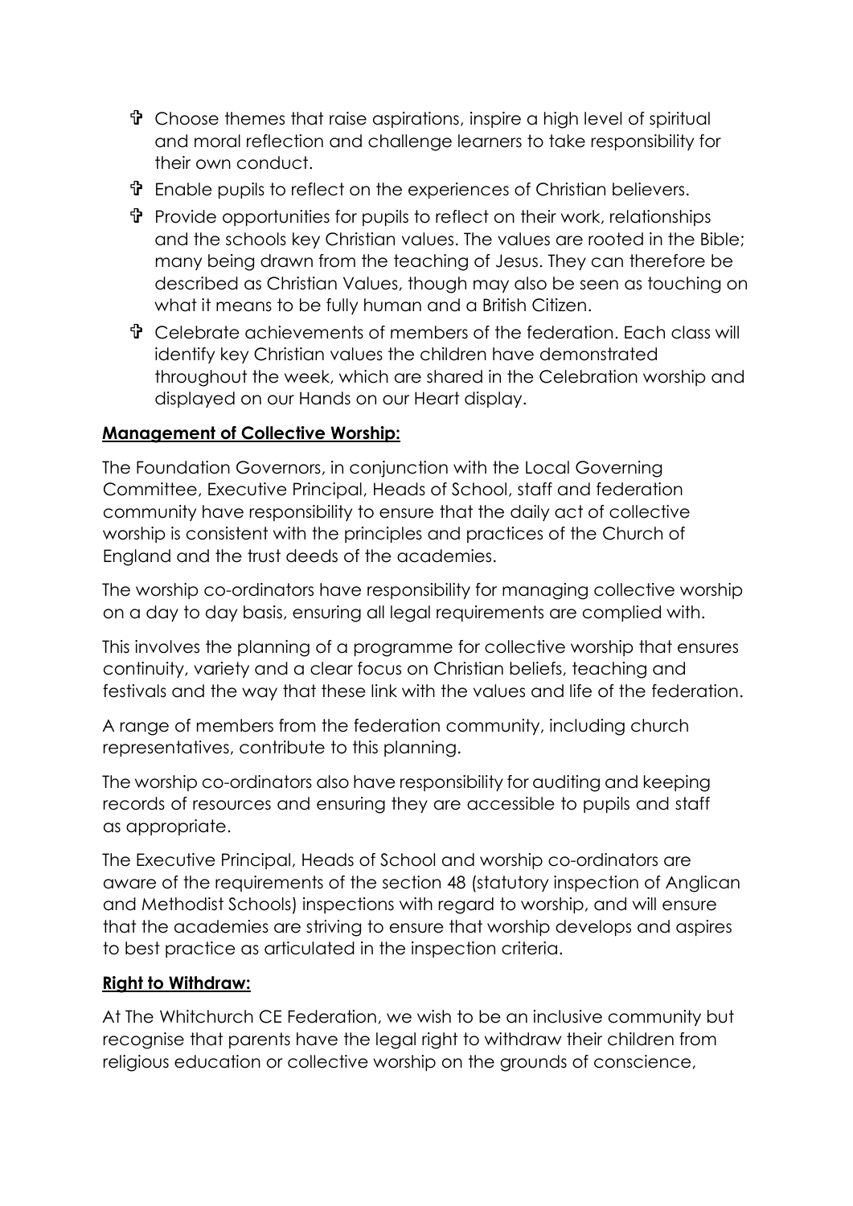- Choose themes that raise aspirations, inspire a high level of spiritual and moral reflection and challenge learners to take responsibility for their own conduct.
- Enable pupils to reflect on the experiences of Christian believers.
- Provide opportunities for pupils to reflect on their work, relationships and the schools key Christian values. The values are rooted in the Bible; many being drawn from the teaching of Jesus. They can therefore be described as Christian Values, though may also be seen as touching on what it means to be fully human and a British Citizen.
- Celebrate achievements of members of the federation. Each class will identify key Christian values the children have demonstrated throughout the week, which are shared in the Celebration worship and displayed on our Hands on our Heart display.

**Management of Collective Worship:**

The Foundation Governors, in conjunction with the Local Governing Committee, Executive Principal, Heads of School, staff and federation community have responsibility to ensure that the daily act of collective worship is consistent with the principles and practices of the Church of England and the trust deeds of the academies.

The worship co-ordinators have responsibility for managing collective worship on a day to day basis, ensuring all legal requirements are complied with.

This involves the planning of a programme for collective worship that ensures continuity, variety and a clear focus on Christian beliefs, teaching and festivals and the way that these link with the values and life of the federation.

A range of members from the federation community, including church representatives, contribute to this planning.

The worship co-ordinators also have responsibility for auditing and keeping records of resources and ensuring they are accessible to pupils and staff as appropriate.

The Executive Principal, Heads of School and worship co-ordinators are aware of the requirements of the section 48 (statutory inspection of Anglican and Methodist Schools) inspections with regard to worship, and will ensure that the academies are striving to ensure that worship develops and aspires to best practice as articulated in the inspection criteria.

**Right to Withdraw:**

At The Whitchurch CE Federation, we wish to be an inclusive community but recognise that parents have the legal right to withdraw their children from religious education or collective worship on the grounds of conscience,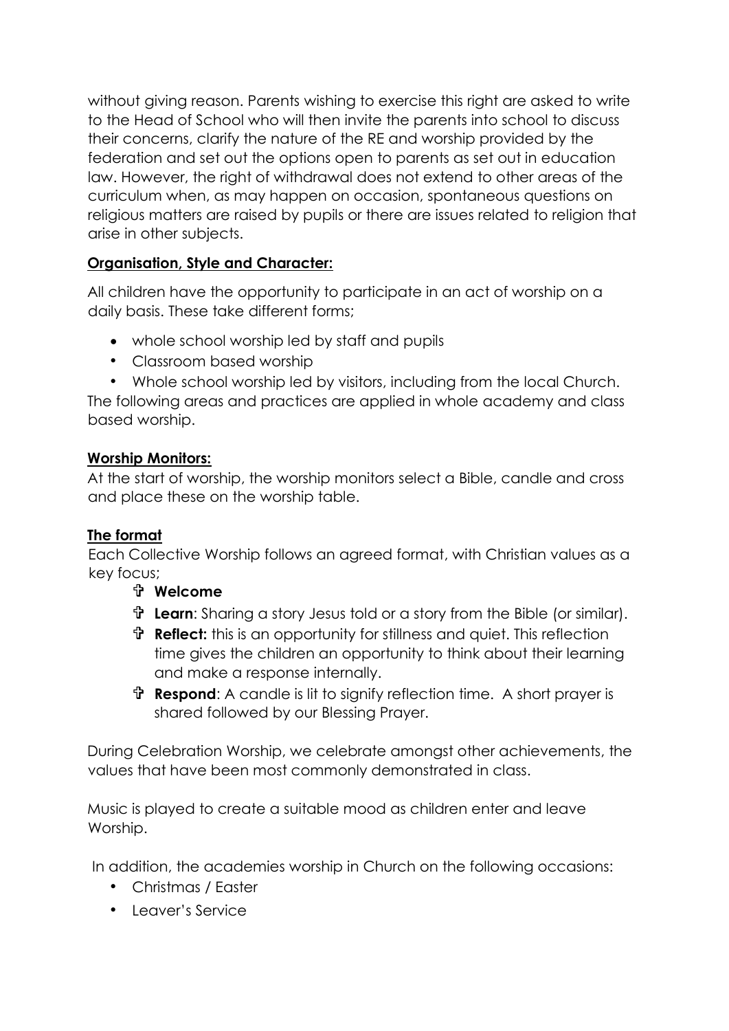without giving reason. Parents wishing to exercise this right are asked to write to the Head of School who will then invite the parents into school to discuss their concerns, clarify the nature of the RE and worship provided by the federation and set out the options open to parents as set out in education law. However, the right of withdrawal does not extend to other areas of the curriculum when, as may happen on occasion, spontaneous questions on religious matters are raised by pupils or there are issues related to religion that arise in other subjects.

**Organisation, Style and Character:**

All children have the opportunity to participate in an act of worship on a daily basis. These take different forms;

- whole school worship led by staff and pupils
- Classroom based worship
- Whole school worship led by visitors, including from the local Church.

The following areas and practices are applied in whole academy and class based worship.

**Worship Monitors:**

At the start of worship, the worship monitors select a Bible, candle and cross and place these on the worship table.

**The format**

Each Collective Worship follows an agreed format, with Christian values as a key focus;

- ✞ **Welcome**
- ✞ **Learn**: Sharing a story Jesus told or a story from the Bible (or similar).
- ✞ **Reflect:** this is an opportunity for stillness and quiet. This reflection time gives the children an opportunity to think about their learning and make a response internally.
- ✞ **Respond**: A candle is lit to signify reflection time. A short prayer is shared followed by our Blessing Prayer.

During Celebration Worship, we celebrate amongst other achievements, the values that have been most commonly demonstrated in class.

Music is played to create a suitable mood as children enter and leave Worship.

In addition, the academies worship in Church on the following occasions:

- Christmas / Easter
- Leaver's Service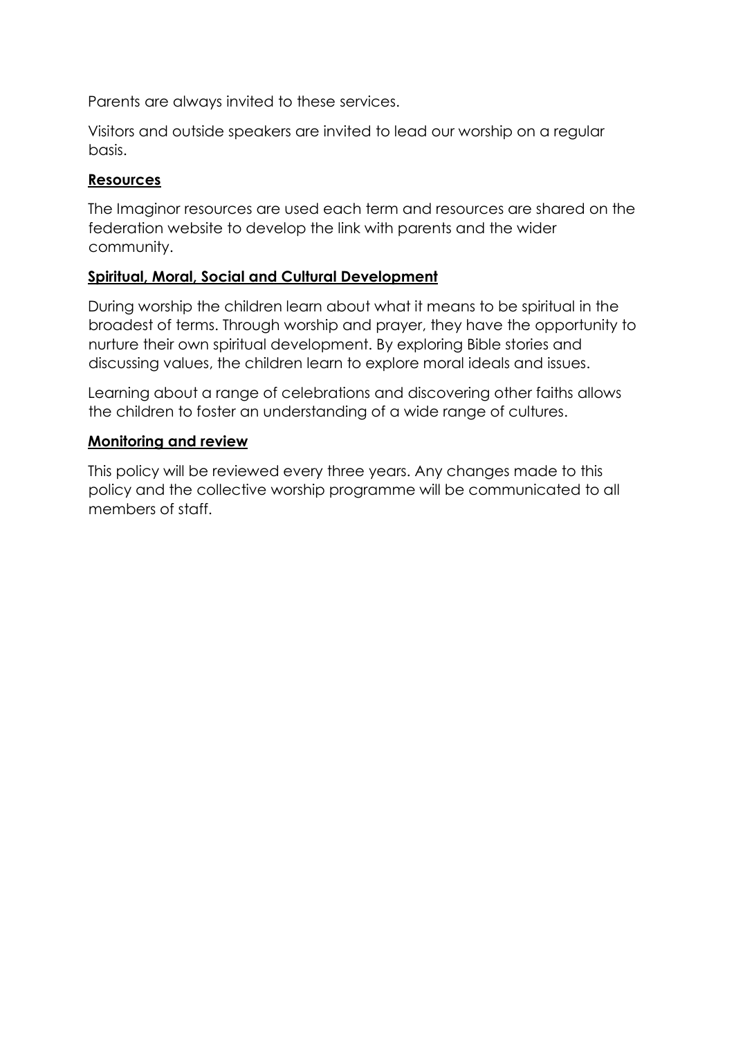Parents are always invited to these services.

Visitors and outside speakers are invited to lead our worship on a regular basis.

## Resources

The Imaginor resources are used each term and resources are shared on the federation website to develop the link with parents and the wider community.

## Spiritual, Moral, Social and Cultural Development

During worship the children learn about what it means to be spiritual in the broadest of terms. Through worship and prayer, they have the opportunity to nurture their own spiritual development. By exploring Bible stories and discussing values, the children learn to explore moral ideals and issues.

Learning about a range of celebrations and discovering other faiths allows the children to foster an understanding of a wide range of cultures.

## Monitoring and review

This policy will be reviewed every three years. Any changes made to this policy and the collective worship programme will be communicated to all members of staff.